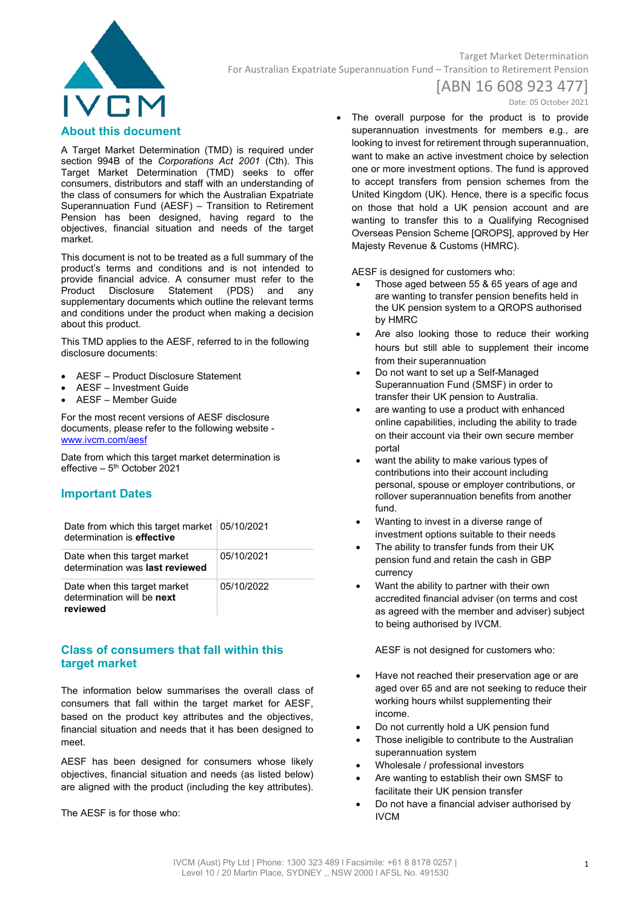Target Market Determination

For Australian Expatriate Superannuation Fund – Transition to Retirement Pension

[ABN 16 608 923 477]

Date: 05 October 2021

## About this document

A Target Market Determination (TMD) is required under section 994B of the *Corporations Act 2001* (Cth). This Target Market Determination (TMD) seeks to offer consumers, distributors and staff with an understanding of the class of consumers for which the Australian Expatriate Superannuation Fund (AESF) – Transition to Retirement Pension has been designed, having regard to the objectives, financial situation and needs of the target market.

This document is not to be treated as a full summary of the product's terms and conditions and is not intended to provide financial advice. A consumer must refer to the Product Disclosure Statement (PDS) and any supplementary documents which outline the relevant terms and conditions under the product when making a decision about this product.

This TMD applies to the AESF, referred to in the following disclosure documents:

- AESF – Product Disclosure Statement
- AESF – Investment Guide
- AESF – Member Guide

For the most recent versions of AESF disclosure documents, please refer to the following website - www.ivcm.com/aesf

Date from which this target market determination is effective – 5th October 2021

## Important Dates

| | |
|---|---|
| Date from which this target market determination is **effective** | 05/10/2021 |
| Date when this target market determination was **last reviewed** | 05/10/2021 |
| Date when this target market determination will be **next reviewed** | 05/10/2022 |

## Class of consumers that fall within this target market

The information below summarises the overall class of consumers that fall within the target market for AESF, based on the product key attributes and the objectives, financial situation and needs that it has been designed to meet.

AESF has been designed for consumers whose likely objectives, financial situation and needs (as listed below) are aligned with the product (including the key attributes).

The AESF is for those who:

- The overall purpose for the product is to provide superannuation investments for members e.g., are looking to invest for retirement through superannuation, want to make an active investment choice by selection one or more investment options. The fund is approved to accept transfers from pension schemes from the United Kingdom (UK). Hence, there is a specific focus on those that hold a UK pension account and are wanting to transfer this to a Qualifying Recognised Overseas Pension Scheme [QROPS], approved by Her Majesty Revenue & Customs (HMRC).

AESF is designed for customers who:

- Those aged between 55 & 65 years of age and are wanting to transfer pension benefits held in the UK pension system to a QROPS authorised by HMRC
- Are also looking those to reduce their working hours but still able to supplement their income from their superannuation
- Do not want to set up a Self-Managed Superannuation Fund (SMSF) in order to transfer their UK pension to Australia.
- are wanting to use a product with enhanced online capabilities, including the ability to trade on their account via their own secure member portal
- want the ability to make various types of contributions into their account including personal, spouse or employer contributions, or rollover superannuation benefits from another fund.
- Wanting to invest in a diverse range of investment options suitable to their needs
- The ability to transfer funds from their UK pension fund and retain the cash in GBP currency
- Want the ability to partner with their own accredited financial adviser (on terms and cost as agreed with the member and adviser) subject to being authorised by IVCM.

AESF is not designed for customers who:

- Have not reached their preservation age or are aged over 65 and are not seeking to reduce their working hours whilst supplementing their income.
- Do not currently hold a UK pension fund
- Those ineligible to contribute to the Australian superannuation system
- Wholesale / professional investors
- Are wanting to establish their own SMSF to facilitate their UK pension transfer
- Do not have a financial adviser authorised by IVCM

IVCM (Aust) Pty Ltd | Phone: 1300 323 489 I Facsimile: +61 8 8178 0257 | Level 10 / 20 Martin Place, SYDNEY ,, NSW 2000 I AFSL No. 491530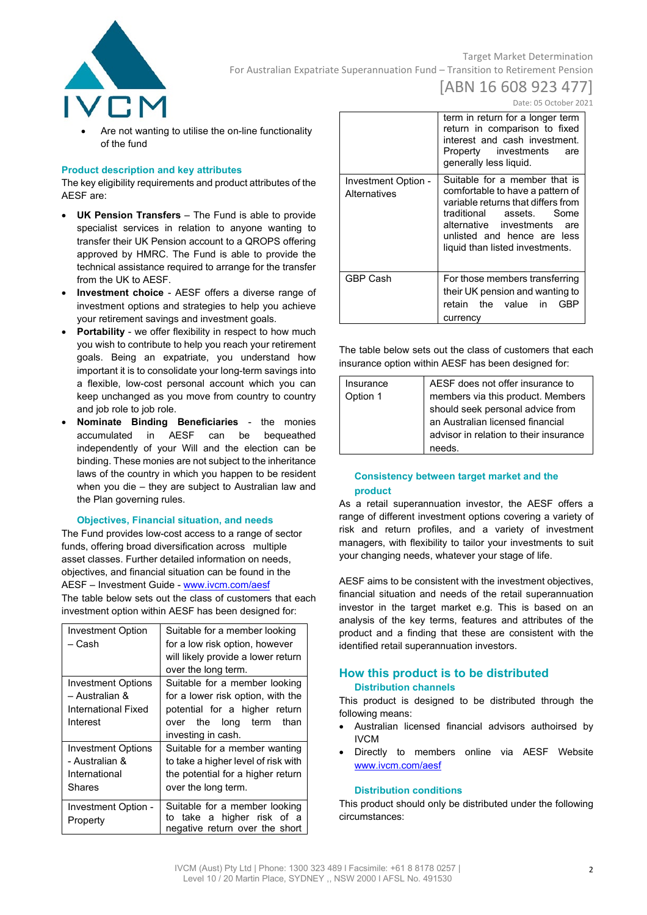- Are not wanting to utilise the on-line functionality of the fund

### Product description and key attributes

The key eligibility requirements and product attributes of the AESF are:

- **UK Pension Transfers** – The Fund is able to provide specialist services in relation to anyone wanting to transfer their UK Pension account to a QROPS offering approved by HMRC. The Fund is able to provide the technical assistance required to arrange for the transfer from the UK to AESF.
- **Investment choice** - AESF offers a diverse range of investment options and strategies to help you achieve your retirement savings and investment goals.
- **Portability** - we offer flexibility in respect to how much you wish to contribute to help you reach your retirement goals. Being an expatriate, you understand how important it is to consolidate your long-term savings into a flexible, low-cost personal account which you can keep unchanged as you move from country to country and job role to job role.
- **Nominate Binding Beneficiaries** - the monies accumulated in AESF can be bequeathed independently of your Will and the election can be binding. These monies are not subject to the inheritance laws of the country in which you happen to be resident when you die – they are subject to Australian law and the Plan governing rules.

### Objectives, Financial situation, and needs

The Fund provides low-cost access to a range of sector funds, offering broad diversification across multiple asset classes. Further detailed information on needs, objectives, and financial situation can be found in the AESF – Investment Guide - www.ivcm.com/aesf

The table below sets out the class of customers that each investment option within AESF has been designed for:

| | |
|---|---|
| Investment Option – Cash | Suitable for a member looking for a low risk option, however will likely provide a lower return over the long term. |
| Investment Options – Australian & International Fixed Interest | Suitable for a member looking for a lower risk option, with the potential for a higher return over the term than investing in cash. |
| Investment Options - Australian & International Shares | Suitable for a member wanting to take a higher level of risk with the potential for a higher return over the long term. |
| Investment Option - Property | Suitable for a member looking to take a higher risk of a negative return over the short term in return for a longer term return in comparison to fixed interest and cash investment. Property investments are generally less liquid. |
| Investment Option - Alternatives | Suitable for a member that is comfortable to have a pattern of variable returns that differs from traditional assets. Some alternative investments are unlisted and hence are less liquid than listed investments. |
| GBP Cash | For those members transferring their UK pension and wanting to retain the value in GBP currency |

The table below sets out the class of customers that each insurance option within AESF has been designed for:

| | |
|---|---|
| Insurance Option 1 | AESF does not offer insurance to members via this product. Members should seek personal advice from an Australian licensed financial advisor in relation to their insurance needs. |

### Consistency between target market and the product

As a retail superannuation investor, the AESF offers a range of different investment options covering a variety of risk and return profiles, and a variety of investment managers, with flexibility to tailor your investments to suit your changing needs, whatever your stage of life.

AESF aims to be consistent with the investment objectives, financial situation and needs of the retail superannuation investor in the target market e.g. This is based on an analysis of the key terms, features and attributes of the product and a finding that these are consistent with the identified retail superannuation investors.

## How this product is to be distributed

### Distribution channels

This product is designed to be distributed through the following means:

- Australian licensed financial advisors authorised by IVCM
- Directly to members online via AESF Website www.ivcm.com/aesf

### Distribution conditions

This product should only be distributed under the following circumstances: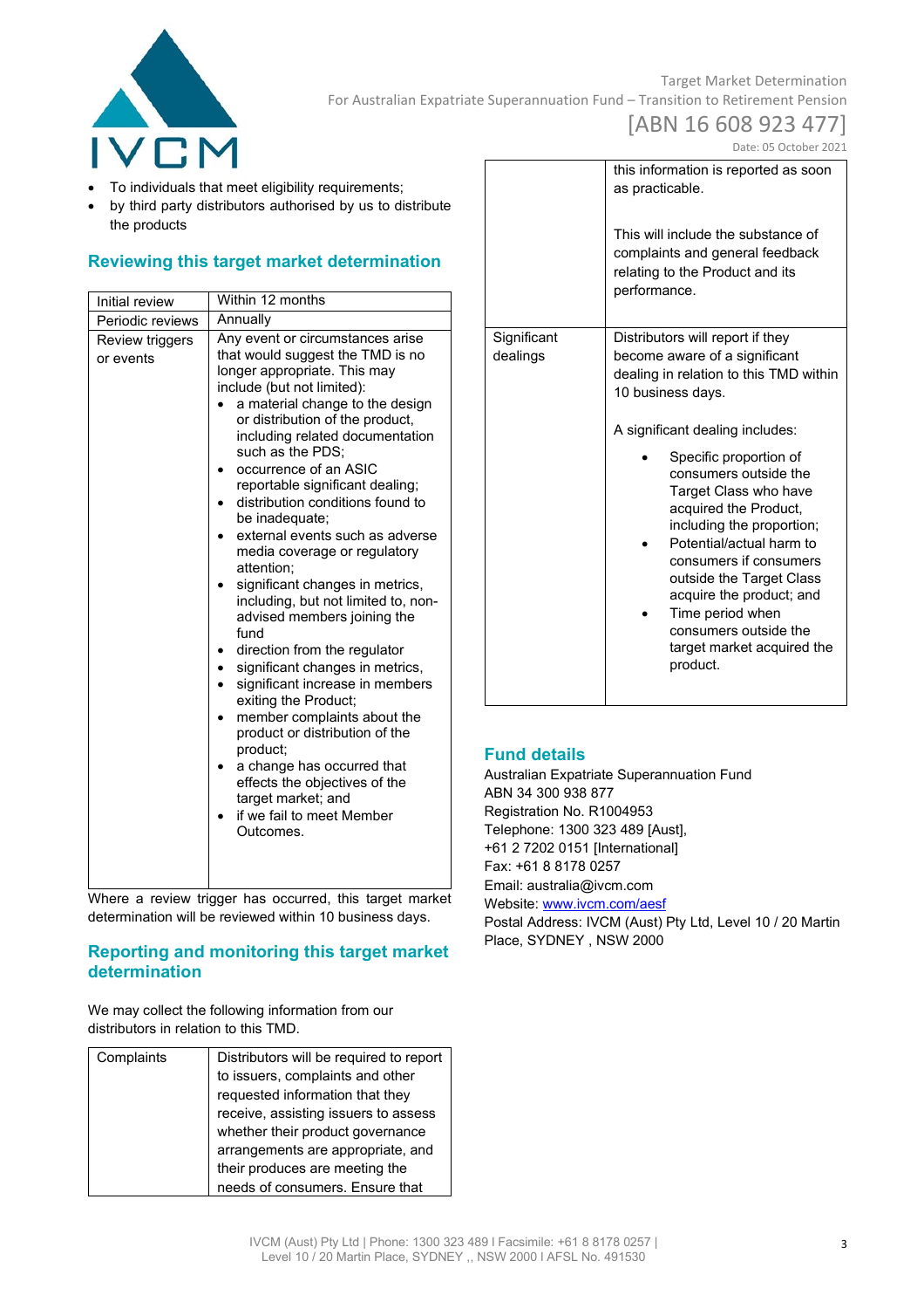- To individuals that meet eligibility requirements;
- by third party distributors authorised by us to distribute the products

## Reviewing this target market determination

| | |
|---|---|
| Initial review | Within 12 months |
| Periodic reviews | Annually |
| Review triggers or events | Any event or circumstances arise that would suggest the TMD is no longer appropriate. This may include (but not limited):<br>• a material change to the design or distribution of the product, including related documentation such as the PDS;<br>• occurrence of an ASIC reportable significant dealing;<br>• distribution conditions found to be inadequate;<br>• external events such as adverse media coverage or regulatory attention;<br>• significant changes in metrics, including, but not limited to, non-advised members joining the fund<br>• direction from the regulator<br>• significant changes in metrics,<br>• significant increase in members exiting the Product;<br>• member complaints about the product or distribution of the product;<br>• a change has occurred that effects the objectives of the target market; and<br>• if we fail to meet Member Outcomes. |

Where a review trigger has occurred, this target market determination will be reviewed within 10 business days.

## Reporting and monitoring this target market determination

We may collect the following information from our distributors in relation to this TMD.

| | |
|---|---|
| Complaints | Distributors will be required to report to issuers, complaints and other requested information that they receive, assisting issuers to assess whether their product governance arrangements are appropriate, and their produces are meeting the needs of consumers. Ensure that this information is reported as soon as practicable.<br><br>This will include the substance of complaints and general feedback relating to the Product and its performance. |
| Significant dealings | Distributors will report if they become aware of a significant dealing in relation to this TMD within 10 business days.<br><br>A significant dealing includes:<br>• Specific proportion of consumers outside the Target Class who have acquired the Product, including the proportion;<br>• Potential/actual harm to consumers if consumers outside the Target Class acquire the product; and<br>• Time period when consumers outside the target market acquired the product. |

## Fund details

Australian Expatriate Superannuation Fund
ABN 34 300 938 877
Registration No. R1004953
Telephone: 1300 323 489 [Aust],
+61 2 7202 0151 [International]
Fax: +61 8 8178 0257
Email: australia@ivcm.com
Website: www.ivcm.com/aesf
Postal Address: IVCM (Aust) Pty Ltd, Level 10 / 20 Martin Place, SYDNEY , NSW 2000